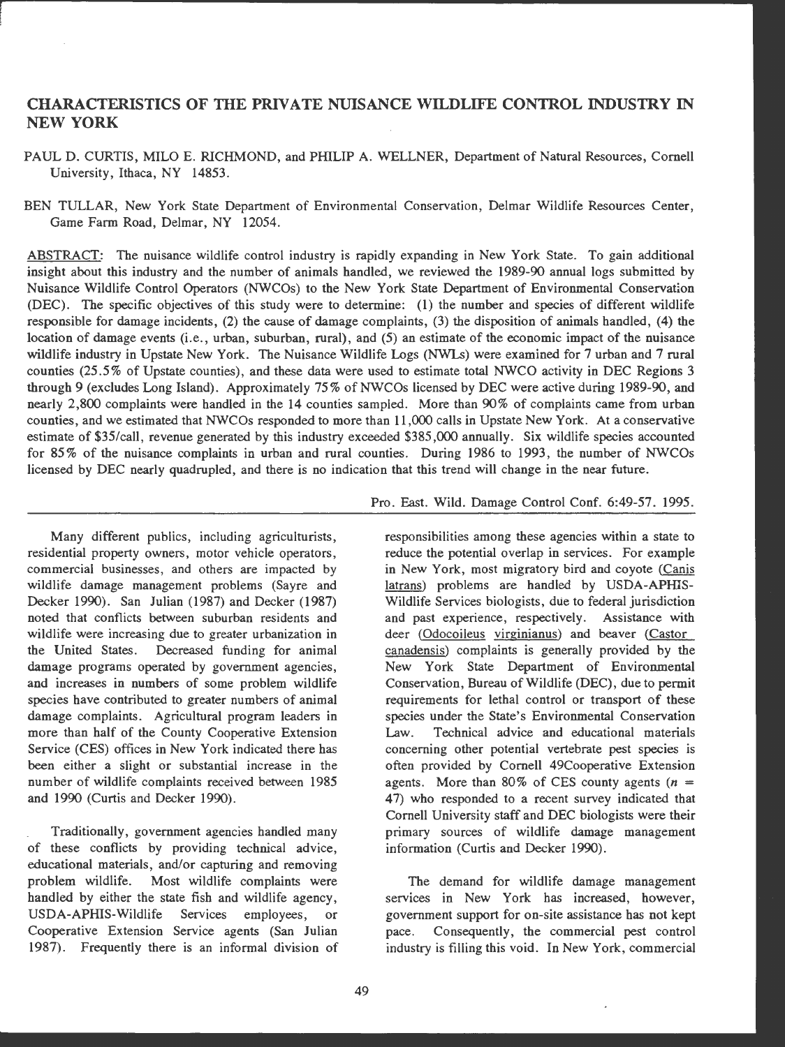# CHARACTERISTICS OF THE PRIVATE NUISANCE WILDLIFE CONTROL INDUSTRY IN NEW YORK

PAUL D. CURTIS, MILO E. RICHMOND, and PHILIP A. WELLNER, Department of Natural Resources, Cornell University, Ithaca, NY 14853.

BEN TULLAR, New York State Department of Environmental Conservation, Delmar Wildlife Resources Center, Game Farm Road, Delmar, NY 12054.

ABSTRACT: The nuisance wildlife control industry is rapidly expanding in New York State. To gain additional insight about this industry and the number of animals handled, we reviewed the 1989-90 annual logs submitted by Nuisance Wildlife Control Operators (NWCOs) to the New York State Department of Environmental Conservation (DEC). The specific objectives of this study were to determine: (1) the number and species of different wildlife responsible for damage incidents, (2) the cause of damage complaints, (3) the disposition of animals handled, (4) the location of damage events (i.e., urban, suburban, rural), and (5) an estimate of the economic impact of the nuisance wildlife industry in Upstate New York. The Nuisance Wildlife Logs (NWLs) were examined for 7 urban and 7 rural counties (25.5% of Upstate counties), and these data were used to estimate total NWCO activity in DEC Regions 3 through 9 (excludes Long Island). Approximately 75% of NWCOs licensed by DEC were active during 1989-90, and nearly 2,800 complaints were handled in the 14 counties sampled. More than 90% of complaints came from urban counties, and we estimated that NWCOs responded to more than 11,000 calls in Upstate New York. At a conservative estimate of $35/call, revenue generated by this industry exceeded $385,000 annually. Six wildlife species accounted for 85% of the nuisance complaints in urban and rural counties. During 1986 to 1993, the number of NWCOs licensed by DEC nearly quadrupled, and there is no indication that this trend will change in the near future.

Pro. East. Wild. Damage Control Conf. 6:49-57. 1995.

Many different publics, including agriculturists, residential property owners, motor vehicle operators, commercial businesses, and others are impacted by wildlife damage management problems (Sayre and Decker 1990). San Julian (1987) and Decker (1987) noted that conflicts between suburban residents and wildlife were increasing due to greater urbanization in the United States. Decreased funding for animal damage programs operated by government agencies, and increases in numbers of some problem wildlife species have contributed to greater numbers of animal damage complaints. Agricultural program leaders in more than half of the County Cooperative Extension Service (CES) offices in New York indicated there has been either a slight or substantial increase in the number of wildlife complaints received between 1985 and 1990 (Curtis and Decker 1990).

Traditionally, government agencies handled many of these conflicts by providing technical advice, educational materials, and/or capturing and removing problem wildlife. Most wildlife complaints were handled by either the state fish and wildlife agency, USDA-APHIS-Wildlife Services employees, or Cooperative Extension Service agents (San Julian 1987). Frequently there is an informal division of responsibilities among these agencies within a state to reduce the potential overlap in services. For example in New York, most migratory bird and coyote (Canis latrans) problems are handled by USDA-APHIS-Wildlife Services biologists, due to federal jurisdiction and past experience, respectively. Assistance with deer (Odocoileus virginianus) and beaver (Castor canadensis) complaints is generally provided by the New York State Department of Environmental Conservation, Bureau of Wildlife (DEC), due to permit requirements for lethal control or transport of these species under the State's Environmental Conservation Law. Technical advice and educational materials concerning other potential vertebrate pest species is often provided by Cornell 49Cooperative Extension agents. More than 80% of CES county agents ($n$ = 47) who responded to a recent survey indicated that Cornell University staff and DEC biologists were their primary sources of wildlife damage management information (Curtis and Decker 1990).

The demand for wildlife damage management services in New York has increased, however, government support for on-site assistance has not kept pace. Consequently, the commercial pest control industry is filling this void. In New York, commercial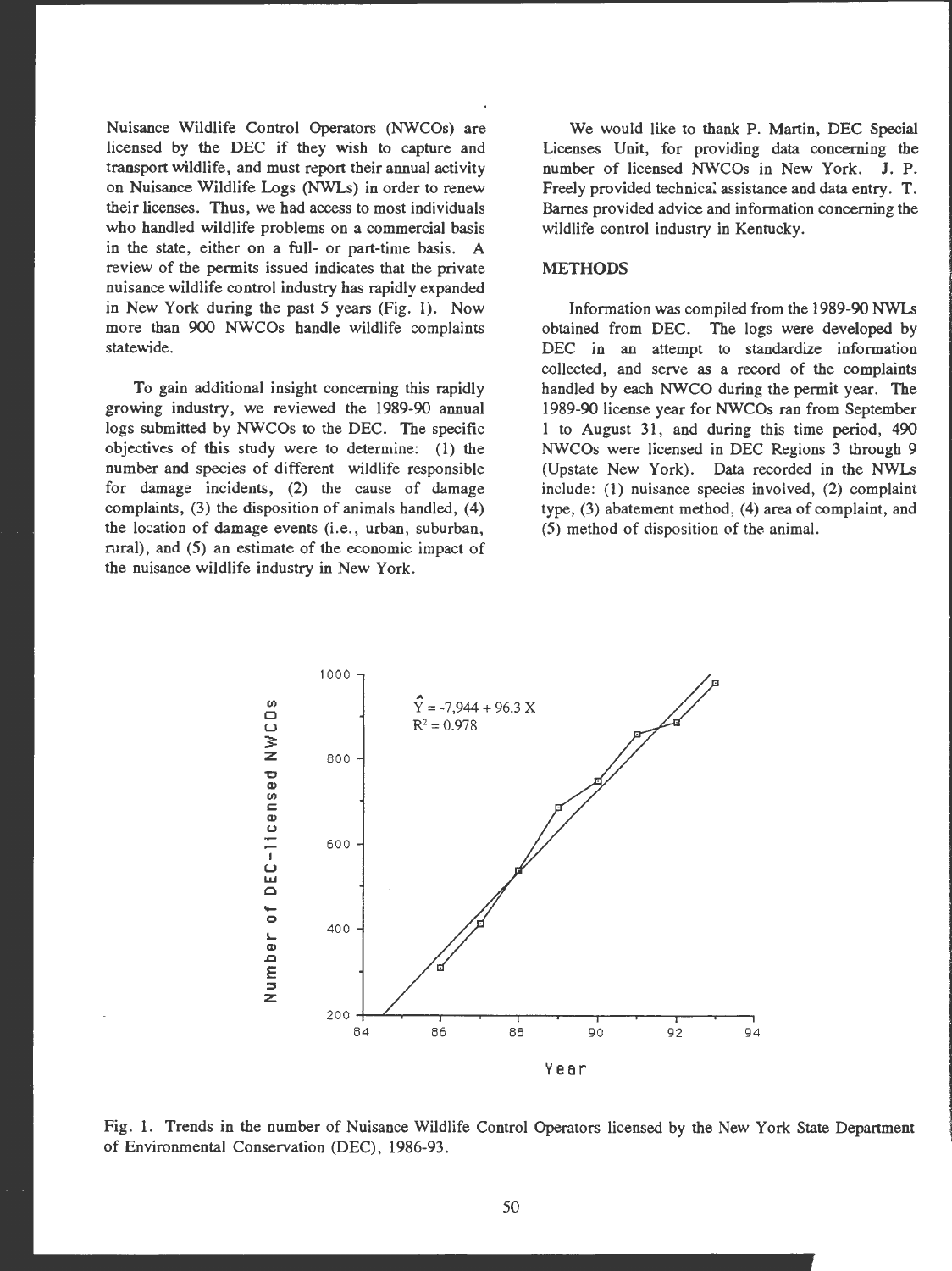Nuisance Wildlife Control Operators (NWCOs) are licensed by the DEC if they wish to capture and transport wildlife, and must report their annual activity on Nuisance Wildlife Logs (NWLs) in order to renew their licenses. Thus, we had access to most individuals who handled wildlife problems on a commercial basis in the state, either on a full- or part-time basis. A review of the permits issued indicates that the private nuisance wildlife control industry has rapidly expanded in New York during the past 5 years (Fig. 1). Now more than 900 NWCOs handle wildlife complaints statewide.

To gain additional insight concerning this rapidly growing industry, we reviewed the 1989-90 annual logs submitted by NWCOs to the DEC. The specific objectives of this study were to determine: (1) the number and species of different wildlife responsible for damage incidents, (2) the cause of damage complaints, (3) the disposition of animals handled, (4) the location of damage events (i.e., urban, suburban, rural), and (5) an estimate of the economic impact of the nuisance wildlife industry in New York.

We would like to thank P. Martin, DEC Special Licenses Unit, for providing data concerning the number of licensed NWCOs in New York. J. P. Freely provided technical assistance and data entry. T. Barnes provided advice and information concerning the wildlife control industry in Kentucky.

## METHODS

Information was compiled from the 1989-90 NWLs obtained from DEC. The logs were developed by DEC in an attempt to standardize information collected, and serve as a record of the complaints handled by each NWCO during the permit year. The 1989-90 license year for NWCOs ran from September 1 to August 31, and during this time period, 490 NWCOs were licensed in DEC Regions 3 through 9 (Upstate New York). Data recorded in the NWLs include: (1) nuisance species involved, (2) complaint type, (3) abatement method, (4) area of complaint, and (5) method of disposition of the animal.

$\hat{Y} = -7{,}944 + 96.3\,X$

$R^2 = 0.978$

Fig. 1. Trends in the number of Nuisance Wildlife Control Operators licensed by the New York State Department of Environmental Conservation (DEC), 1986-93.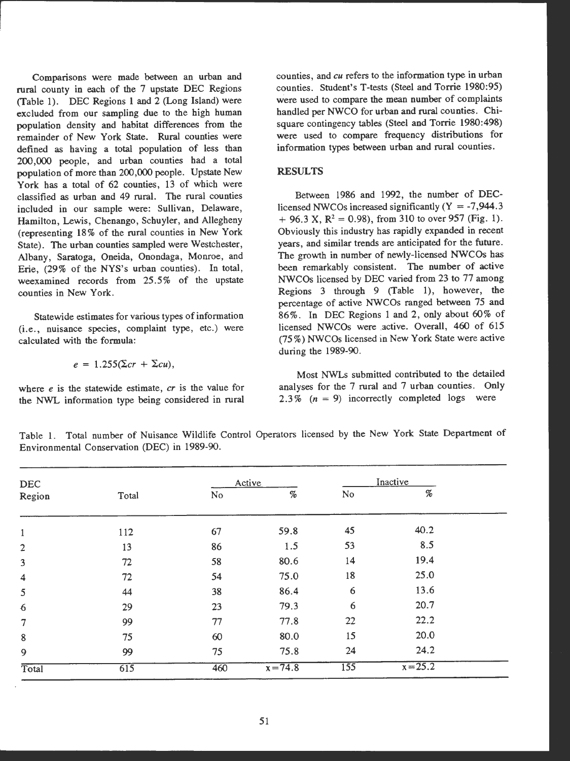Comparisons were made between an urban and rural county in each of the 7 upstate DEC Regions (Table 1). DEC Regions 1 and 2 (Long Island) were excluded from our sampling due to the high human population density and habitat differences from the remainder of New York State. Rural counties were defined as having a total population of less than 200,000 people, and urban counties had a total population of more than 200,000 people. Upstate New York has a total of 62 counties, 13 of which were classified as urban and 49 rural. The rural counties included in our sample were: Sullivan, Delaware, Hamilton, Lewis, Chenango, Schuyler, and Allegheny (representing 18% of the rural counties in New York State). The urban counties sampled were Westchester, Albany, Saratoga, Oneida, Onondaga, Monroe, and Erie, (29% of the NYS's urban counties). In total, weexamined records from 25.5% of the upstate counties in New York.

Statewide estimates for various types of information (i.e., nuisance species, complaint type, etc.) were calculated with the formula:

$$e = 1.255(\Sigma cr + \Sigma cu),$$

where $e$ is the statewide estimate, $cr$ is the value for the NWL information type being considered in rural counties, and $cu$ refers to the information type in urban counties. Student's T-tests (Steel and Torrie 1980:95) were used to compare the mean number of complaints handled per NWCO for urban and rural counties. Chi-square contingency tables (Steel and Torrie 1980:498) were used to compare frequency distributions for information types between urban and rural counties.

## RESULTS

Between 1986 and 1992, the number of DEC-licensed NWCOs increased significantly ($Y = -7,944.3 + 96.3 X$, $R^2 = 0.98$), from 310 to over 957 (Fig. 1). Obviously this industry has rapidly expanded in recent years, and similar trends are anticipated for the future. The growth in number of newly-licensed NWCOs has been remarkably consistent. The number of active NWCOs licensed by DEC varied from 23 to 77 among Regions 3 through 9 (Table 1), however, the percentage of active NWCOs ranged between 75 and 86%. In DEC Regions 1 and 2, only about 60% of licensed NWCOs were active. Overall, 460 of 615 (75%) NWCOs licensed in New York State were active during the 1989-90.

Most NWLs submitted contributed to the detailed analyses for the 7 rural and 7 urban counties. Only 2.3% ($n = 9$) incorrectly completed logs were

Table 1. Total number of Nuisance Wildlife Control Operators licensed by the New York State Department of Environmental Conservation (DEC) in 1989-90.

| DEC Region | Total | Active | | Inactive | |
|---|---|---|---|---|---|
| | | No | % | No | % |
| 1 | 112 | 67 | 59.8 | 45 | 40.2 |
| 2 | 13 | 86 | 1.5 | 53 | 8.5 |
| 3 | 72 | 58 | 80.6 | 14 | 19.4 |
| 4 | 72 | 54 | 75.0 | 18 | 25.0 |
| 5 | 44 | 38 | 86.4 | 6 | 13.6 |
| 6 | 29 | 23 | 79.3 | 6 | 20.7 |
| 7 | 99 | 77 | 77.8 | 22 | 22.2 |
| 8 | 75 | 60 | 80.0 | 15 | 20.0 |
| 9 | 99 | 75 | 75.8 | 24 | 24.2 |
| Total | 615 | 460 | x=74.8 | 155 | x=25.2 |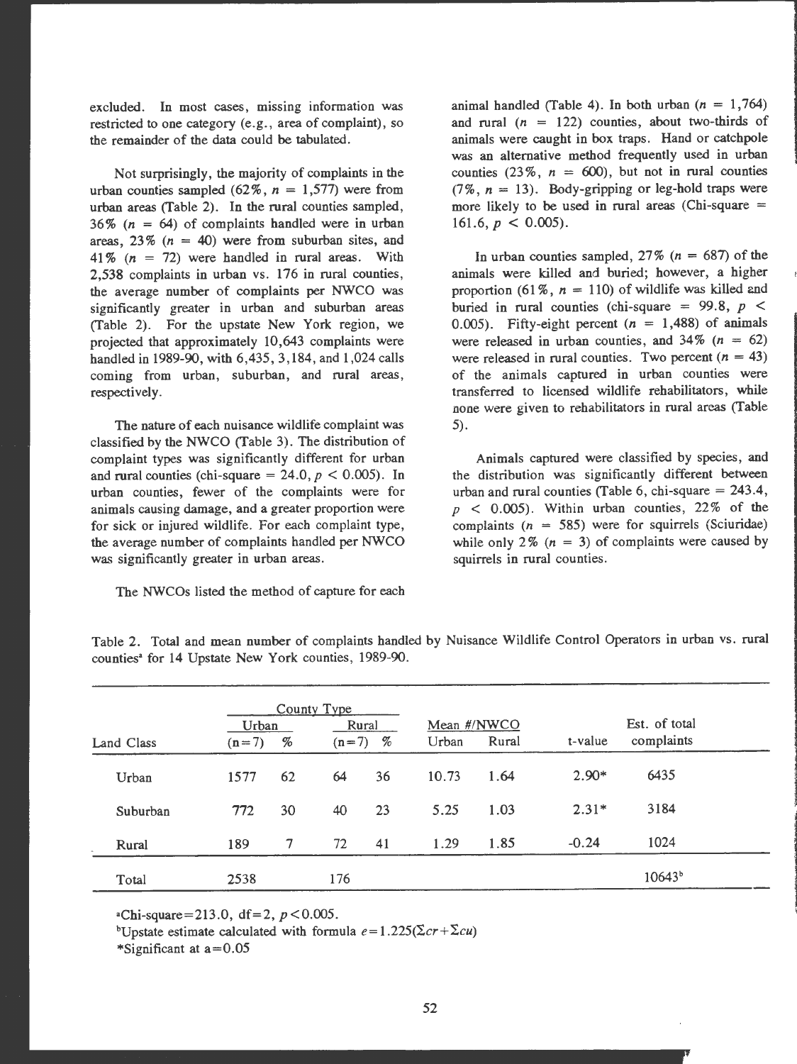excluded. In most cases, missing information was restricted to one category (e.g., area of complaint), so the remainder of the data could be tabulated.

Not surprisingly, the majority of complaints in the urban counties sampled (62%, $n$ = 1,577) were from urban areas (Table 2). In the rural counties sampled, 36% ($n$ = 64) of complaints handled were in urban areas, 23% ($n$ = 40) were from suburban sites, and 41% ($n$ = 72) were handled in rural areas. With 2,538 complaints in urban vs. 176 in rural counties, the average number of complaints per NWCO was significantly greater in urban and suburban areas (Table 2). For the upstate New York region, we projected that approximately 10,643 complaints were handled in 1989-90, with 6,435, 3,184, and 1,024 calls coming from urban, suburban, and rural areas, respectively.

The nature of each nuisance wildlife complaint was classified by the NWCO (Table 3). The distribution of complaint types was significantly different for urban and rural counties (chi-square = 24.0, $p < 0.005$). In urban counties, fewer of the complaints were for animals causing damage, and a greater proportion were for sick or injured wildlife. For each complaint type, the average number of complaints handled per NWCO was significantly greater in urban areas.

The NWCOs listed the method of capture for each animal handled (Table 4). In both urban ($n$ = 1,764) and rural ($n$ = 122) counties, about two-thirds of animals were caught in box traps. Hand or catchpole was an alternative method frequently used in urban counties (23%, $n$ = 600), but not in rural counties (7%, $n$ = 13). Body-gripping or leg-hold traps were more likely to be used in rural areas (Chi-square = 161.6, $p < 0.005$).

In urban counties sampled, 27% ($n$ = 687) of the animals were killed and buried; however, a higher proportion (61%, $n$ = 110) of wildlife was killed and buried in rural counties (chi-square = 99.8, $p < 0.005$). Fifty-eight percent ($n$ = 1,488) of animals were released in urban counties, and 34% ($n$ = 62) were released in rural counties. Two percent ($n$ = 43) of the animals captured in urban counties were transferred to licensed wildlife rehabilitators, while none were given to rehabilitators in rural areas (Table 5).

Animals captured were classified by species, and the distribution was significantly different between urban and rural counties (Table 6, chi-square = 243.4, $p < 0.005$). Within urban counties, 22% of the complaints ($n$ = 585) were for squirrels (Sciuridae) while only 2% ($n$ = 3) of complaints were caused by squirrels in rural counties.

Table 2. Total and mean number of complaints handled by Nuisance Wildlife Control Operators in urban vs. rural counties[a] for 14 Upstate New York counties, 1989-90.

| | County Type | | | | Mean #/NWCO | | | |
|---|---|---|---|---|---|---|---|---|
| | Urban | | Rural | | | | | |
| Land Class | (n=7) | % | (n=7) | % | Urban | Rural | t-value | Est. of total complaints |
| Urban | 1577 | 62 | 64 | 36 | 10.73 | 1.64 | 2.90* | 6435 |
| Suburban | 772 | 30 | 40 | 23 | 5.25 | 1.03 | 2.31* | 3184 |
| Rural | 189 | 7 | 72 | 41 | 1.29 | 1.85 | -0.24 | 1024 |
| Total | 2538 | | 176 | | | | | 10643[b] |

[a]Chi-square=213.0, df=2, $p<0.005$.

[b]Upstate estimate calculated with formula $e=1.225(\Sigma cr+\Sigma cu)$

*Significant at a=0.05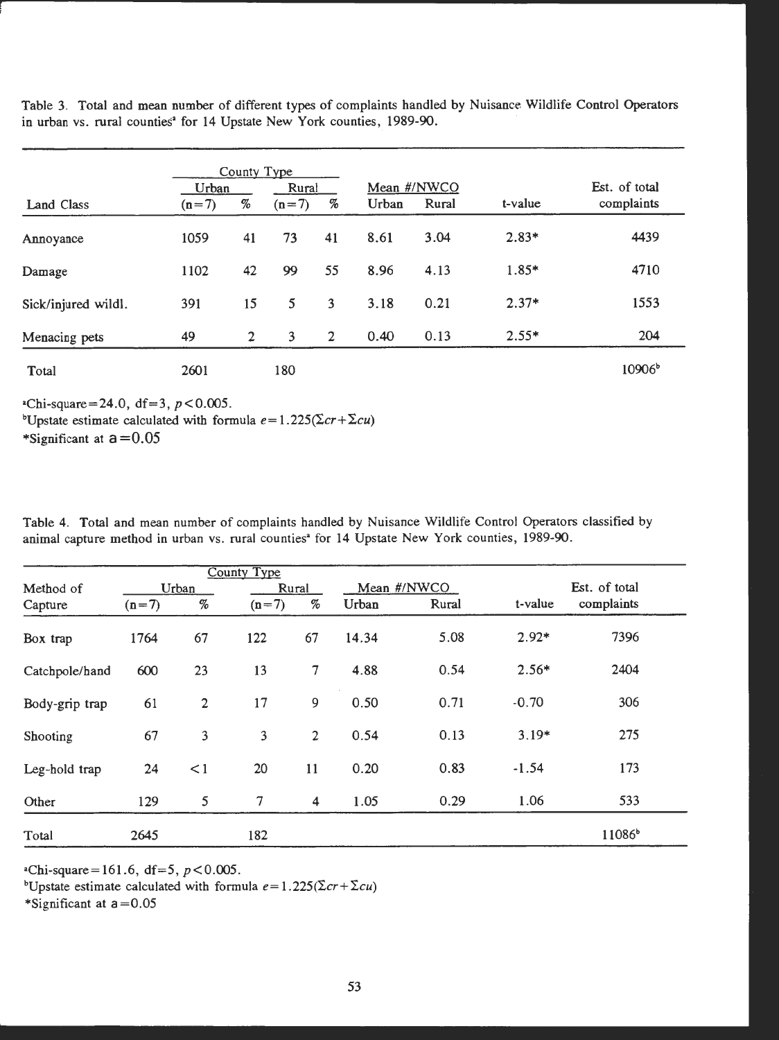Table 3. Total and mean number of different types of complaints handled by Nuisance Wildlife Control Operators in urban vs. rural counties[a] for 14 Upstate New York counties, 1989-90.

| | County Type | | | | | | | |
|---|---|---|---|---|---|---|---|---|
| | Urban | | Rural | | Mean #/NWCO | | | |
| Land Class | (n=7) | % | (n=7) | % | Urban | Rural | t-value | Est. of total complaints |
| Annoyance | 1059 | 41 | 73 | 41 | 8.61 | 3.04 | 2.83* | 4439 |
| Damage | 1102 | 42 | 99 | 55 | 8.96 | 4.13 | 1.85* | 4710 |
| Sick/injured wildl. | 391 | 15 | 5 | 3 | 3.18 | 0.21 | 2.37* | 1553 |
| Menacing pets | 49 | 2 | 3 | 2 | 0.40 | 0.13 | 2.55* | 204 |
| Total | 2601 | | 180 | | | | | 10906[b] |

[a]Chi-square=24.0, df=3, $p<0.005$.
[b]Upstate estimate calculated with formula $e=1.225(\Sigma cr+\Sigma cu)$
*Significant at a=0.05

Table 4. Total and mean number of complaints handled by Nuisance Wildlife Control Operators classified by animal capture method in urban vs. rural counties[a] for 14 Upstate New York counties, 1989-90.

| | County Type | | | | | | | |
|---|---|---|---|---|---|---|---|---|
| Method of | Urban | | Rural | | Mean #/NWCO | | | Est. of total |
| Capture | (n=7) | % | (n=7) | % | Urban | Rural | t-value | complaints |
| Box trap | 1764 | 67 | 122 | 67 | 14.34 | 5.08 | 2.92* | 7396 |
| Catchpole/hand | 600 | 23 | 13 | 7 | 4.88 | 0.54 | 2.56* | 2404 |
| Body-grip trap | 61 | 2 | 17 | 9 | 0.50 | 0.71 | -0.70 | 306 |
| Shooting | 67 | 3 | 3 | 2 | 0.54 | 0.13 | 3.19* | 275 |
| Leg-hold trap | 24 | <1 | 20 | 11 | 0.20 | 0.83 | -1.54 | 173 |
| Other | 129 | 5 | 7 | 4 | 1.05 | 0.29 | 1.06 | 533 |
| Total | 2645 | | 182 | | | | | 11086[b] |

[a]Chi-square=161.6, df=5, $p<0.005$.
[b]Upstate estimate calculated with formula $e=1.225(\Sigma cr+\Sigma cu)$
*Significant at a=0.05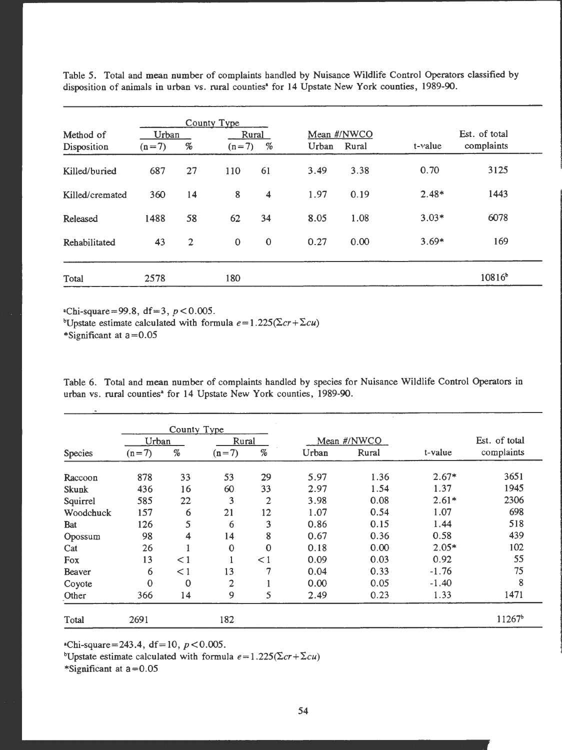Table 5. Total and mean number of complaints handled by Nuisance Wildlife Control Operators classified by disposition of animals in urban vs. rural counties[a] for 14 Upstate New York counties, 1989-90.

| Method of Disposition | County Type: Urban (n=7) | % | Rural (n=7) | % | Mean #/NWCO: Urban | Rural | t-value | Est. of total complaints |
|---|---|---|---|---|---|---|---|---|
| Killed/buried | 687 | 27 | 110 | 61 | 3.49 | 3.38 | 0.70 | 3125 |
| Killed/cremated | 360 | 14 | 8 | 4 | 1.97 | 0.19 | 2.48* | 1443 |
| Released | 1488 | 58 | 62 | 34 | 8.05 | 1.08 | 3.03* | 6078 |
| Rehabilitated | 43 | 2 | 0 | 0 | 0.27 | 0.00 | 3.69* | 169 |
| Total | 2578 | | 180 | | | | | 10816[b] |

[a]Chi-square=99.8, df=3, $p<0.005$.
[b]Upstate estimate calculated with formula $e=1.225(\Sigma cr+\Sigma cu)$
*Significant at a=0.05

Table 6. Total and mean number of complaints handled by species for Nuisance Wildlife Control Operators in urban vs. rural counties[a] for 14 Upstate New York counties, 1989-90.

| Species | County Type: Urban (n=7) | % | Rural (n=7) | % | Mean #/NWCO: Urban | Rural | t-value | Est. of total complaints |
|---|---|---|---|---|---|---|---|---|
| Raccoon | 878 | 33 | 53 | 29 | 5.97 | 1.36 | 2.67* | 3651 |
| Skunk | 436 | 16 | 60 | 33 | 2.97 | 1.54 | 1.37 | 1945 |
| Squirrel | 585 | 22 | 3 | 2 | 3.98 | 0.08 | 2.61* | 2306 |
| Woodchuck | 157 | 6 | 21 | 12 | 1.07 | 0.54 | 1.07 | 698 |
| Bat | 126 | 5 | 6 | 3 | 0.86 | 0.15 | 1.44 | 518 |
| Opossum | 98 | 4 | 14 | 8 | 0.67 | 0.36 | 0.58 | 439 |
| Cat | 26 | 1 | 0 | 0 | 0.18 | 0.00 | 2.05* | 102 |
| Fox | 13 | <1 | 1 | <1 | 0.09 | 0.03 | 0.92 | 55 |
| Beaver | 6 | <1 | 13 | 7 | 0.04 | 0.33 | -1.76 | 75 |
| Coyote | 0 | 0 | 2 | 1 | 0.00 | 0.05 | -1.40 | 8 |
| Other | 366 | 14 | 9 | 5 | 2.49 | 0.23 | 1.33 | 1471 |
| Total | 2691 | | 182 | | | | | 11267[b] |

[a]Chi-square=243.4, df=10, $p<0.005$.
[b]Upstate estimate calculated with formula $e=1.225(\Sigma cr+\Sigma cu)$
*Significant at a=0.05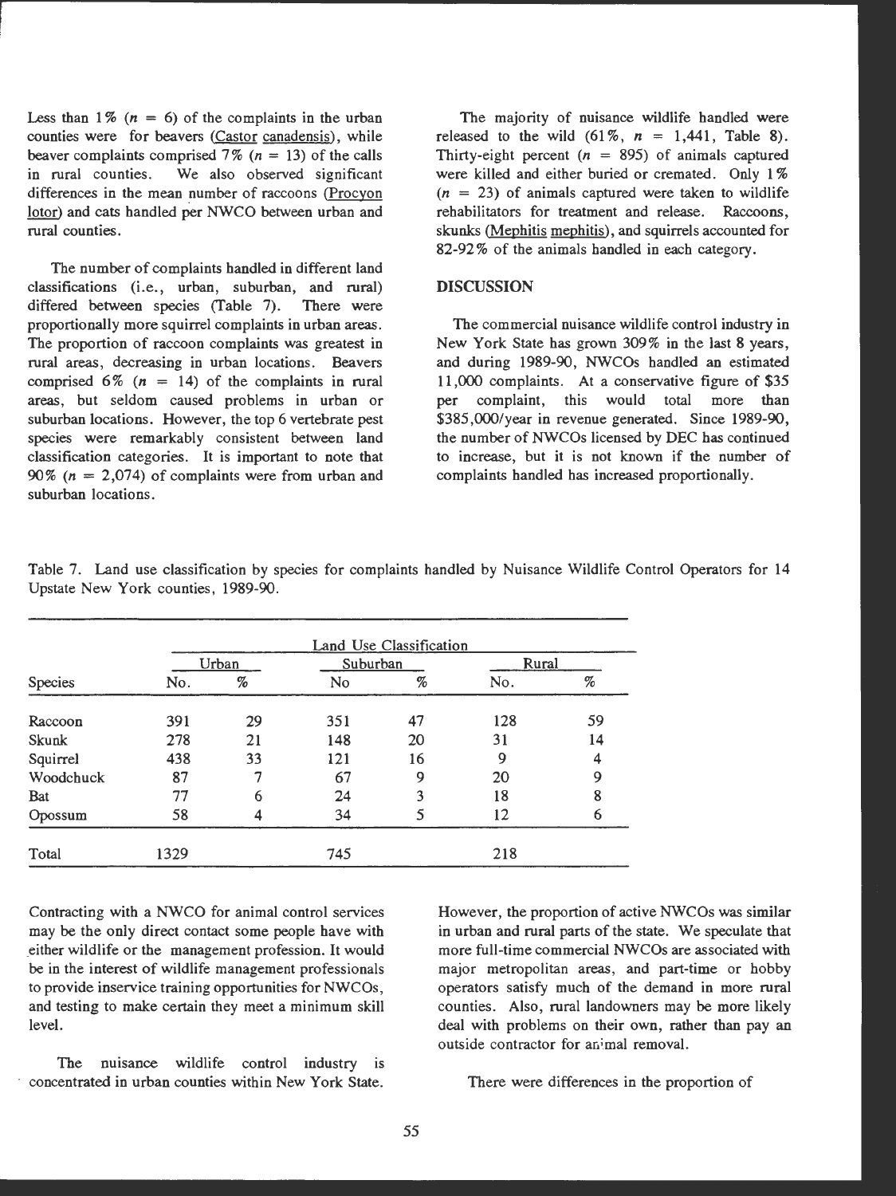Less than 1% ($n$ = 6) of the complaints in the urban counties were for beavers (Castor canadensis), while beaver complaints comprised 7% ($n$ = 13) of the calls in rural counties. We also observed significant differences in the mean number of raccoons (Procyon lotor) and cats handled per NWCO between urban and rural counties.

The number of complaints handled in different land classifications (i.e., urban, suburban, and rural) differed between species (Table 7). There were proportionally more squirrel complaints in urban areas. The proportion of raccoon complaints was greatest in rural areas, decreasing in urban locations. Beavers comprised 6% ($n$ = 14) of the complaints in rural areas, but seldom caused problems in urban or suburban locations. However, the top 6 vertebrate pest species were remarkably consistent between land classification categories. It is important to note that 90% ($n$ = 2,074) of complaints were from urban and suburban locations.

The majority of nuisance wildlife handled were released to the wild (61%, $n$ = 1,441, Table 8). Thirty-eight percent ($n$ = 895) of animals captured were killed and either buried or cremated. Only 1% ($n$ = 23) of animals captured were taken to wildlife rehabilitators for treatment and release. Raccoons, skunks (Mephitis mephitis), and squirrels accounted for 82-92% of the animals handled in each category.

## DISCUSSION

The commercial nuisance wildlife control industry in New York State has grown 309% in the last 8 years, and during 1989-90, NWCOs handled an estimated 11,000 complaints. At a conservative figure of $35 per complaint, this would total more than $385,000/year in revenue generated. Since 1989-90, the number of NWCOs licensed by DEC has continued to increase, but it is not known if the number of complaints handled has increased proportionally.

Table 7. Land use classification by species for complaints handled by Nuisance Wildlife Control Operators for 14 Upstate New York counties, 1989-90.

| | Land Use Classification | | | | | |
|---|---|---|---|---|---|---|
| | Urban | | Suburban | | Rural | |
| Species | No. | % | No | % | No. | % |
| Raccoon | 391 | 29 | 351 | 47 | 128 | 59 |
| Skunk | 278 | 21 | 148 | 20 | 31 | 14 |
| Squirrel | 438 | 33 | 121 | 16 | 9 | 4 |
| Woodchuck | 87 | 7 | 67 | 9 | 20 | 9 |
| Bat | 77 | 6 | 24 | 3 | 18 | 8 |
| Opossum | 58 | 4 | 34 | 5 | 12 | 6 |
| Total | 1329 | | 745 | | 218 | |

Contracting with a NWCO for animal control services may be the only direct contact some people have with either wildlife or the management profession. It would be in the interest of wildlife management professionals to provide inservice training opportunities for NWCOs, and testing to make certain they meet a minimum skill level.

The nuisance wildlife control industry is concentrated in urban counties within New York State. However, the proportion of active NWCOs was similar in urban and rural parts of the state. We speculate that more full-time commercial NWCOs are associated with major metropolitan areas, and part-time or hobby operators satisfy much of the demand in more rural counties. Also, rural landowners may be more likely deal with problems on their own, rather than pay an outside contractor for animal removal.

There were differences in the proportion of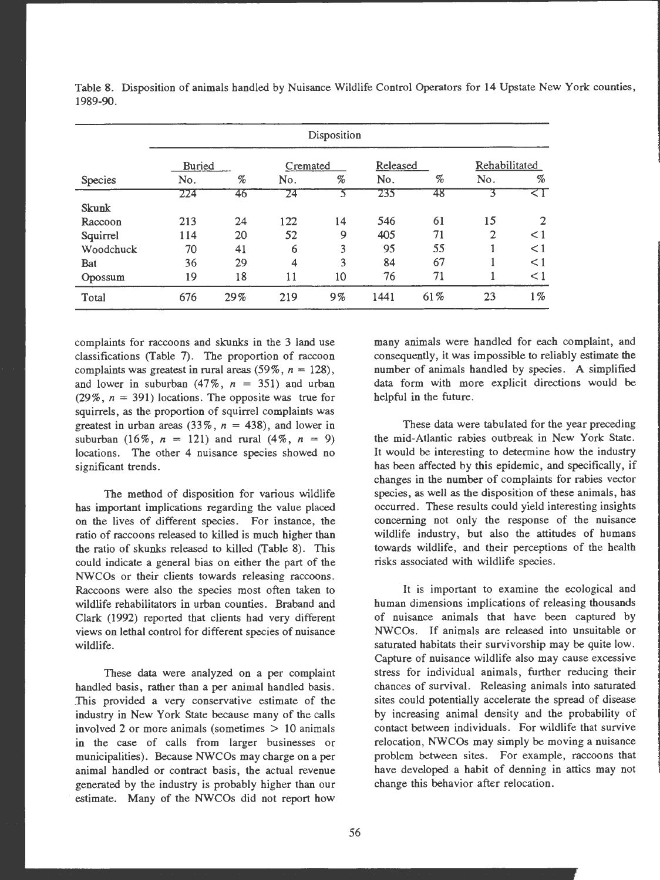Table 8. Disposition of animals handled by Nuisance Wildlife Control Operators for 14 Upstate New York counties, 1989-90.

| | Disposition | | | | | | | |
|---|---|---|---|---|---|---|---|---|
| | Buried | | Cremated | | Released | | Rehabilitated | |
| Species | No. | % | No. | % | No. | % | No. | % |
| Skunk | 224 | 46 | 24 | 5 | 235 | 48 | 3 | <1 |
| Raccoon | 213 | 24 | 122 | 14 | 546 | 61 | 15 | 2 |
| Squirrel | 114 | 20 | 52 | 9 | 405 | 71 | 2 | < 1 |
| Woodchuck | 70 | 41 | 6 | 3 | 95 | 55 | 1 | < 1 |
| Bat | 36 | 29 | 4 | 3 | 84 | 67 | 1 | < 1 |
| Opossum | 19 | 18 | 11 | 10 | 76 | 71 | 1 | < 1 |
| Total | 676 | 29% | 219 | 9% | 1441 | 61% | 23 | 1% |

complaints for raccoons and skunks in the 3 land use classifications (Table 7). The proportion of raccoon complaints was greatest in rural areas (59%, $n$ = 128), and lower in suburban (47%, $n$ = 351) and urban (29%, $n$ = 391) locations. The opposite was true for squirrels, as the proportion of squirrel complaints was greatest in urban areas (33%, $n$ = 438), and lower in suburban (16%, $n$ = 121) and rural (4%, $n$ = 9) locations. The other 4 nuisance species showed no significant trends.

The method of disposition for various wildlife has important implications regarding the value placed on the lives of different species. For instance, the ratio of raccoons released to killed is much higher than the ratio of skunks released to killed (Table 8). This could indicate a general bias on either the part of the NWCOs or their clients towards releasing raccoons. Raccoons were also the species most often taken to wildlife rehabilitators in urban counties. Braband and Clark (1992) reported that clients had very different views on lethal control for different species of nuisance wildlife.

These data were analyzed on a per complaint handled basis, rather than a per animal handled basis. This provided a very conservative estimate of the industry in New York State because many of the calls involved 2 or more animals (sometimes > 10 animals in the case of calls from larger businesses or municipalities). Because NWCOs may charge on a per animal handled or contract basis, the actual revenue generated by the industry is probably higher than our estimate. Many of the NWCOs did not report how many animals were handled for each complaint, and consequently, it was impossible to reliably estimate the number of animals handled by species. A simplified data form with more explicit directions would be helpful in the future.

These data were tabulated for the year preceding the mid-Atlantic rabies outbreak in New York State. It would be interesting to determine how the industry has been affected by this epidemic, and specifically, if changes in the number of complaints for rabies vector species, as well as the disposition of these animals, has occurred. These results could yield interesting insights concerning not only the response of the nuisance wildlife industry, but also the attitudes of humans towards wildlife, and their perceptions of the health risks associated with wildlife species.

It is important to examine the ecological and human dimensions implications of releasing thousands of nuisance animals that have been captured by NWCOs. If animals are released into unsuitable or saturated habitats their survivorship may be quite low. Capture of nuisance wildlife also may cause excessive stress for individual animals, further reducing their chances of survival. Releasing animals into saturated sites could potentially accelerate the spread of disease by increasing animal density and the probability of contact between individuals. For wildlife that survive relocation, NWCOs may simply be moving a nuisance problem between sites. For example, raccoons that have developed a habit of denning in attics may not change this behavior after relocation.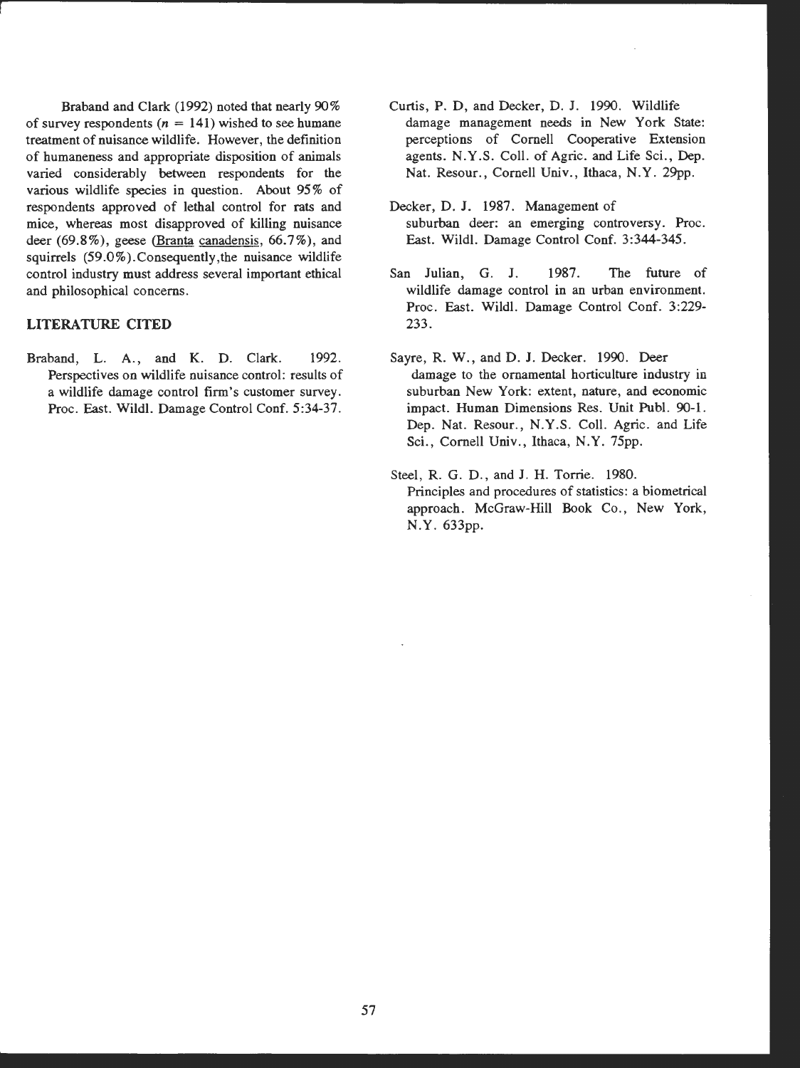Braband and Clark (1992) noted that nearly 90% of survey respondents ($n$ = 141) wished to see humane treatment of nuisance wildlife. However, the definition of humaneness and appropriate disposition of animals varied considerably between respondents for the various wildlife species in question. About 95% of respondents approved of lethal control for rats and mice, whereas most disapproved of killing nuisance deer (69.8%), geese (*Branta canadensis*, 66.7%), and squirrels (59.0%).Consequently,the nuisance wildlife control industry must address several important ethical and philosophical concerns.

## LITERATURE CITED

Braband, L. A., and K. D. Clark. 1992. Perspectives on wildlife nuisance control: results of a wildlife damage control firm's customer survey. Proc. East. Wildl. Damage Control Conf. 5:34-37.

Curtis, P. D, and Decker, D. J. 1990. Wildlife damage management needs in New York State: perceptions of Cornell Cooperative Extension agents. N.Y.S. Coll. of Agric. and Life Sci., Dep. Nat. Resour., Cornell Univ., Ithaca, N.Y. 29pp.

Decker, D. J. 1987. Management of suburban deer: an emerging controversy. Proc. East. Wildl. Damage Control Conf. 3:344-345.

San Julian, G. J. 1987. The future of wildlife damage control in an urban environment. Proc. East. Wildl. Damage Control Conf. 3:229-233.

Sayre, R. W., and D. J. Decker. 1990. Deer damage to the ornamental horticulture industry in suburban New York: extent, nature, and economic impact. Human Dimensions Res. Unit Publ. 90-1. Dep. Nat. Resour., N.Y.S. Coll. Agric. and Life Sci., Cornell Univ., Ithaca, N.Y. 75pp.

Steel, R. G. D., and J. H. Torrie. 1980. Principles and procedures of statistics: a biometrical approach. McGraw-Hill Book Co., New York, N.Y. 633pp.